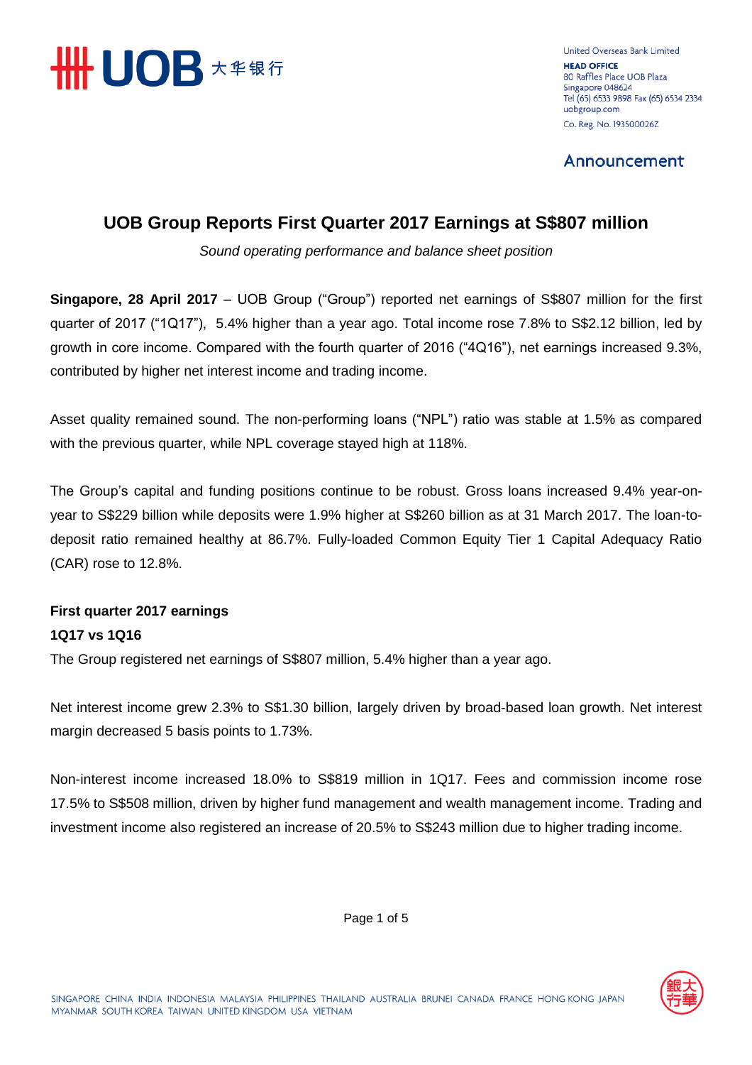United Overseas Bank Limited
**HEAD OFFICE**
80 Raffles Place UOB Plaza
Singapore 048624
Tel (65) 6533 9898 Fax (65) 6534 2334
uobgroup.com
Co. Reg. No. 193500026Z

## Announcement

# UOB Group Reports First Quarter 2017 Earnings at S$807 million

*Sound operating performance and balance sheet position*

**Singapore, 28 April 2017** – UOB Group ("Group") reported net earnings of S$807 million for the first quarter of 2017 ("1Q17"), 5.4% higher than a year ago. Total income rose 7.8% to S$2.12 billion, led by growth in core income. Compared with the fourth quarter of 2016 ("4Q16"), net earnings increased 9.3%, contributed by higher net interest income and trading income.

Asset quality remained sound. The non-performing loans ("NPL") ratio was stable at 1.5% as compared with the previous quarter, while NPL coverage stayed high at 118%.

The Group's capital and funding positions continue to be robust. Gross loans increased 9.4% year-on-year to S$229 billion while deposits were 1.9% higher at S$260 billion as at 31 March 2017. The loan-to-deposit ratio remained healthy at 86.7%. Fully-loaded Common Equity Tier 1 Capital Adequacy Ratio (CAR) rose to 12.8%.

**First quarter 2017 earnings**

**1Q17 vs 1Q16**

The Group registered net earnings of S$807 million, 5.4% higher than a year ago.

Net interest income grew 2.3% to S$1.30 billion, largely driven by broad-based loan growth. Net interest margin decreased 5 basis points to 1.73%.

Non-interest income increased 18.0% to S$819 million in 1Q17. Fees and commission income rose 17.5% to S$508 million, driven by higher fund management and wealth management income. Trading and investment income also registered an increase of 20.5% to S$243 million due to higher trading income.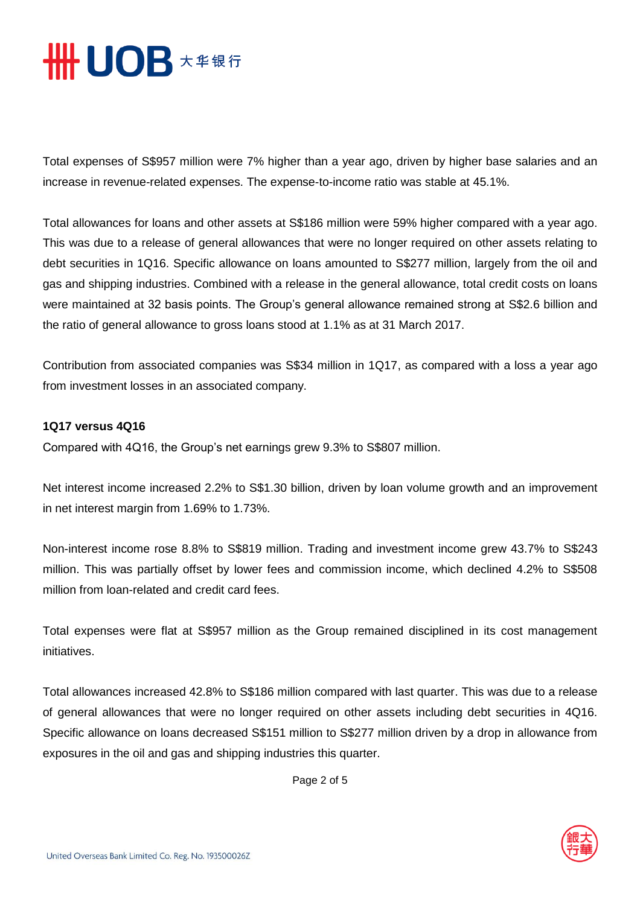Total expenses of S$957 million were 7% higher than a year ago, driven by higher base salaries and an increase in revenue-related expenses. The expense-to-income ratio was stable at 45.1%.

Total allowances for loans and other assets at S$186 million were 59% higher compared with a year ago. This was due to a release of general allowances that were no longer required on other assets relating to debt securities in 1Q16. Specific allowance on loans amounted to S$277 million, largely from the oil and gas and shipping industries. Combined with a release in the general allowance, total credit costs on loans were maintained at 32 basis points. The Group's general allowance remained strong at S$2.6 billion and the ratio of general allowance to gross loans stood at 1.1% as at 31 March 2017.

Contribution from associated companies was S$34 million in 1Q17, as compared with a loss a year ago from investment losses in an associated company.

**1Q17 versus 4Q16**

Compared with 4Q16, the Group's net earnings grew 9.3% to S$807 million.

Net interest income increased 2.2% to S$1.30 billion, driven by loan volume growth and an improvement in net interest margin from 1.69% to 1.73%.

Non-interest income rose 8.8% to S$819 million. Trading and investment income grew 43.7% to S$243 million. This was partially offset by lower fees and commission income, which declined 4.2% to S$508 million from loan-related and credit card fees.

Total expenses were flat at S$957 million as the Group remained disciplined in its cost management initiatives.

Total allowances increased 42.8% to S$186 million compared with last quarter. This was due to a release of general allowances that were no longer required on other assets including debt securities in 4Q16. Specific allowance on loans decreased S$151 million to S$277 million driven by a drop in allowance from exposures in the oil and gas and shipping industries this quarter.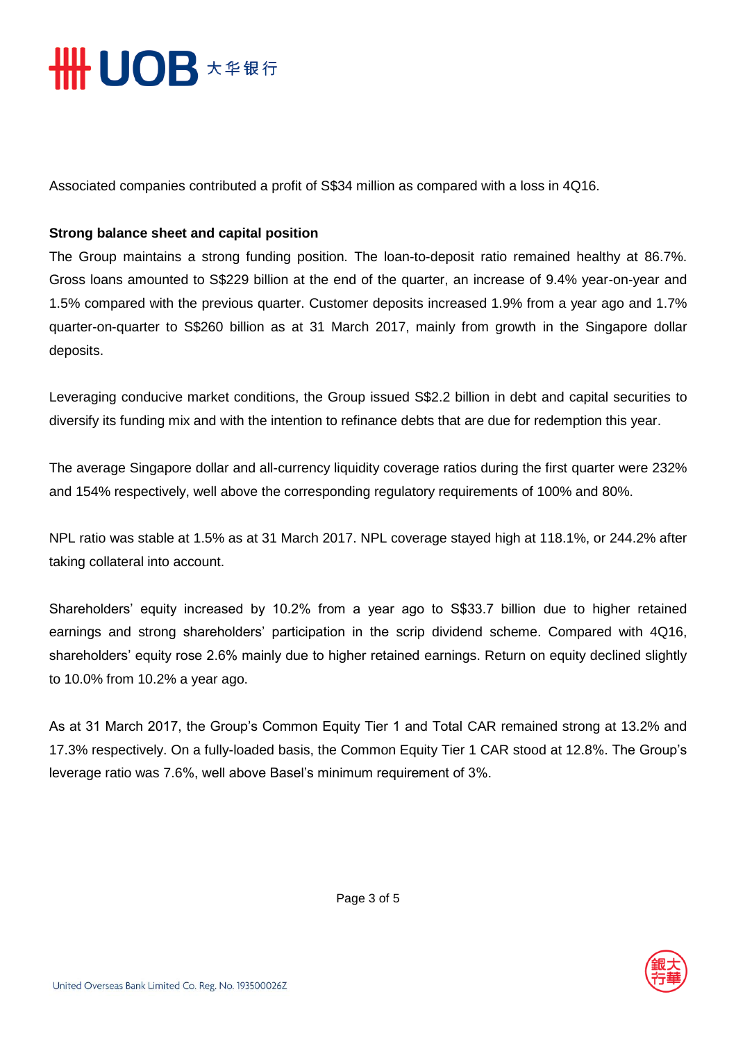Associated companies contributed a profit of S$34 million as compared with a loss in 4Q16.

**Strong balance sheet and capital position**

The Group maintains a strong funding position. The loan-to-deposit ratio remained healthy at 86.7%. Gross loans amounted to S$229 billion at the end of the quarter, an increase of 9.4% year-on-year and 1.5% compared with the previous quarter. Customer deposits increased 1.9% from a year ago and 1.7% quarter-on-quarter to S$260 billion as at 31 March 2017, mainly from growth in the Singapore dollar deposits.

Leveraging conducive market conditions, the Group issued S$2.2 billion in debt and capital securities to diversify its funding mix and with the intention to refinance debts that are due for redemption this year.

The average Singapore dollar and all-currency liquidity coverage ratios during the first quarter were 232% and 154% respectively, well above the corresponding regulatory requirements of 100% and 80%.

NPL ratio was stable at 1.5% as at 31 March 2017. NPL coverage stayed high at 118.1%, or 244.2% after taking collateral into account.

Shareholders' equity increased by 10.2% from a year ago to S$33.7 billion due to higher retained earnings and strong shareholders' participation in the scrip dividend scheme. Compared with 4Q16, shareholders' equity rose 2.6% mainly due to higher retained earnings. Return on equity declined slightly to 10.0% from 10.2% a year ago.

As at 31 March 2017, the Group's Common Equity Tier 1 and Total CAR remained strong at 13.2% and 17.3% respectively. On a fully-loaded basis, the Common Equity Tier 1 CAR stood at 12.8%. The Group's leverage ratio was 7.6%, well above Basel's minimum requirement of 3%.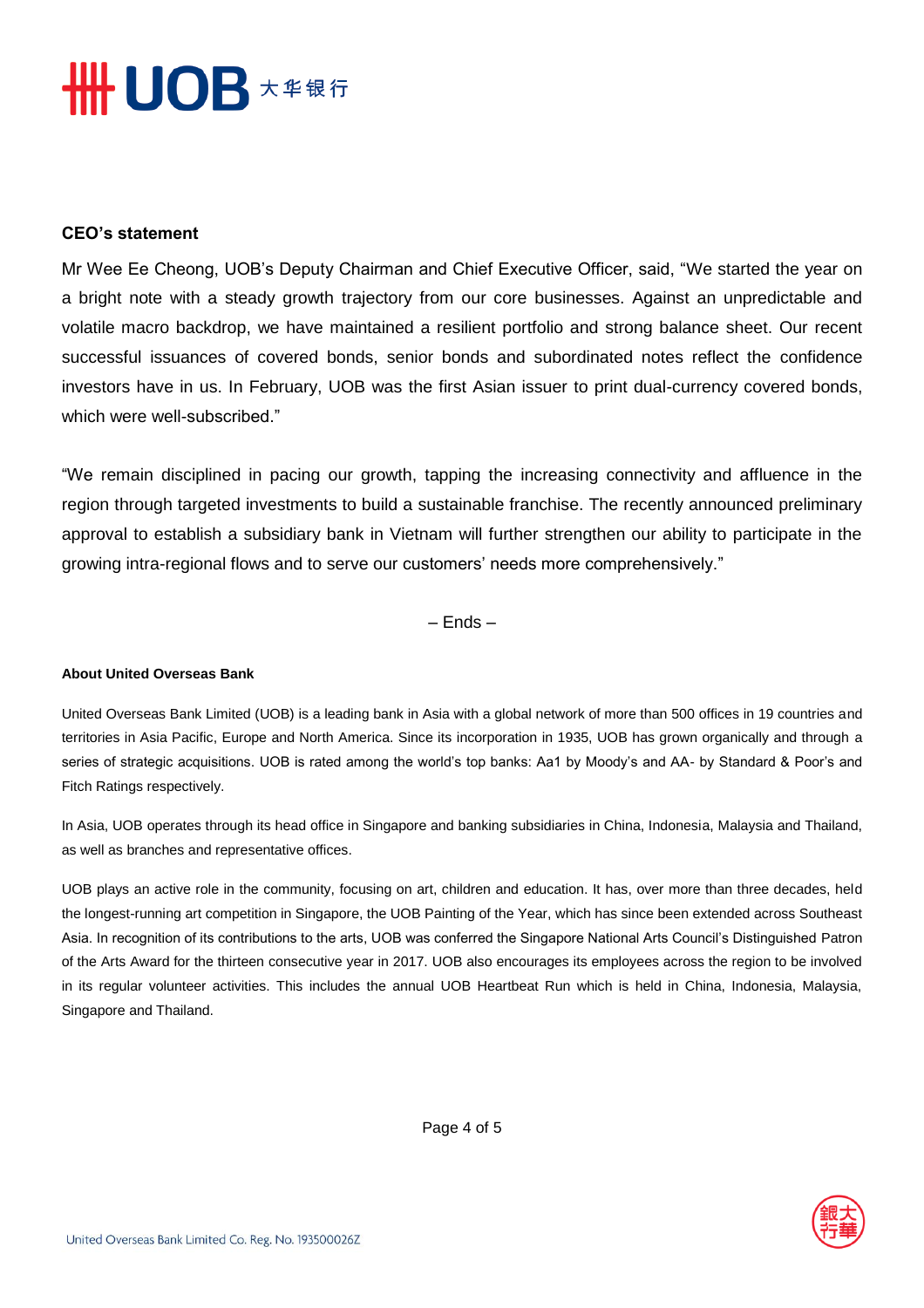**CEO's statement**

Mr Wee Ee Cheong, UOB's Deputy Chairman and Chief Executive Officer, said, "We started the year on a bright note with a steady growth trajectory from our core businesses. Against an unpredictable and volatile macro backdrop, we have maintained a resilient portfolio and strong balance sheet. Our recent successful issuances of covered bonds, senior bonds and subordinated notes reflect the confidence investors have in us. In February, UOB was the first Asian issuer to print dual-currency covered bonds, which were well-subscribed."

"We remain disciplined in pacing our growth, tapping the increasing connectivity and affluence in the region through targeted investments to build a sustainable franchise. The recently announced preliminary approval to establish a subsidiary bank in Vietnam will further strengthen our ability to participate in the growing intra-regional flows and to serve our customers' needs more comprehensively."

– Ends –

**About United Overseas Bank**

United Overseas Bank Limited (UOB) is a leading bank in Asia with a global network of more than 500 offices in 19 countries and territories in Asia Pacific, Europe and North America. Since its incorporation in 1935, UOB has grown organically and through a series of strategic acquisitions. UOB is rated among the world's top banks: Aa1 by Moody's and AA- by Standard & Poor's and Fitch Ratings respectively.

In Asia, UOB operates through its head office in Singapore and banking subsidiaries in China, Indonesia, Malaysia and Thailand, as well as branches and representative offices.

UOB plays an active role in the community, focusing on art, children and education. It has, over more than three decades, held the longest-running art competition in Singapore, the UOB Painting of the Year, which has since been extended across Southeast Asia. In recognition of its contributions to the arts, UOB was conferred the Singapore National Arts Council's Distinguished Patron of the Arts Award for the thirteen consecutive year in 2017. UOB also encourages its employees across the region to be involved in its regular volunteer activities. This includes the annual UOB Heartbeat Run which is held in China, Indonesia, Malaysia, Singapore and Thailand.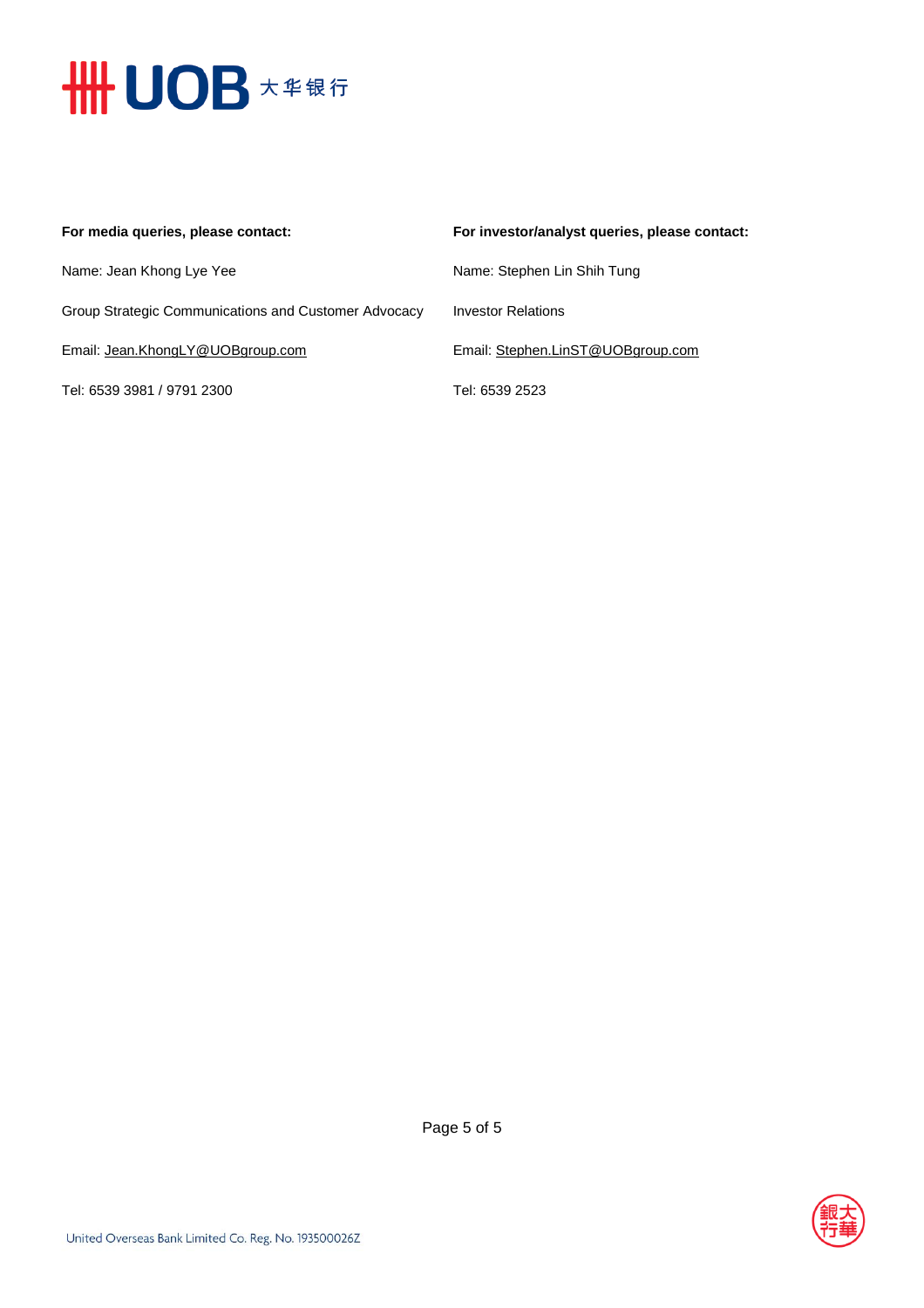**For media queries, please contact:**

Name: Jean Khong Lye Yee

Group Strategic Communications and Customer Advocacy

Email: Jean.KhongLY@UOBgroup.com

Tel: 6539 3981 / 9791 2300

**For investor/analyst queries, please contact:**

Name: Stephen Lin Shih Tung

Investor Relations

Email: Stephen.LinST@UOBgroup.com

Tel: 6539 2523